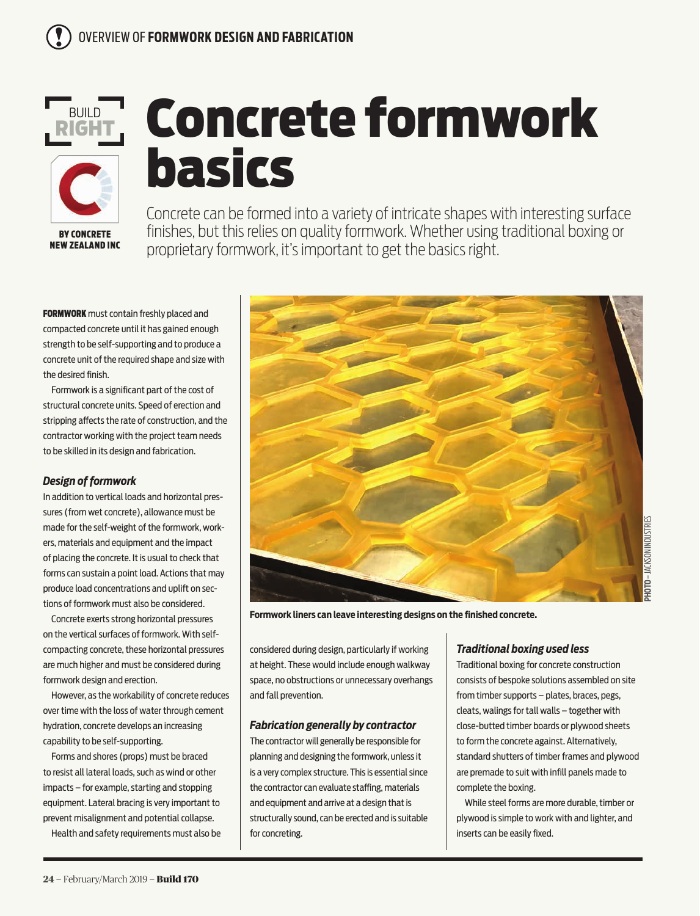# Concrete formwork basics

BUILD RIGHT

BY CONCRETE NEW ZEALAND INC

Concrete can be formed into a variety of intricate shapes with interesting surface finishes, but this relies on quality formwork. Whether using traditional boxing or proprietary formwork, it's important to get the basics right.

**FORMWORK** must contain freshly placed and compacted concrete until it has gained enough strength to be self-supporting and to produce a concrete unit of the required shape and size with the desired finish.

Formwork is a significant part of the cost of structural concrete units. Speed of erection and stripping affects the rate of construction, and the contractor working with the project team needs to be skilled in its design and fabrication.

### *Design of formwork*

In addition to vertical loads and horizontal pressures (from wet concrete), allowance must be made for the self-weight of the formwork, workers, materials and equipment and the impact of placing the concrete. It is usual to check that forms can sustain a point load. Actions that may produce load concentrations and uplift on sections of formwork must also be considered.

Concrete exerts strong horizontal pressures on the vertical surfaces of formwork. With self-compacting concrete, these horizontal pressures are much higher and must be considered during formwork design and erection.

However, as the workability of concrete reduces over time with the loss of water through cement hydration, concrete develops an increasing capability to be self-supporting.

Forms and shores (props) must be braced to resist all lateral loads, such as wind or other impacts – for example, starting and stopping equipment. Lateral bracing is very important to prevent misalignment and potential collapse.

Health and safety requirements must also be considered during design, particularly if working at height. These would include enough walkway space, no obstructions or unnecessary overhangs and fall prevention.

PHOTO – JACKSON INDUSTRIES

**Formwork liners can leave interesting designs on the finished concrete.**

### *Fabrication generally by contractor*

The contractor will generally be responsible for planning and designing the formwork, unless it is a very complex structure. This is essential since the contractor can evaluate staffing, materials and equipment and arrive at a design that is structurally sound, can be erected and is suitable for concreting.

### *Traditional boxing used less*

Traditional boxing for concrete construction consists of bespoke solutions assembled on site from timber supports – plates, braces, pegs, cleats, walings for tall walls – together with close-butted timber boards or plywood sheets to form the concrete against. Alternatively, standard shutters of timber frames and plywood are premade to suit with infill panels made to complete the boxing.

While steel forms are more durable, timber or plywood is simple to work with and lighter, and inserts can be easily fixed.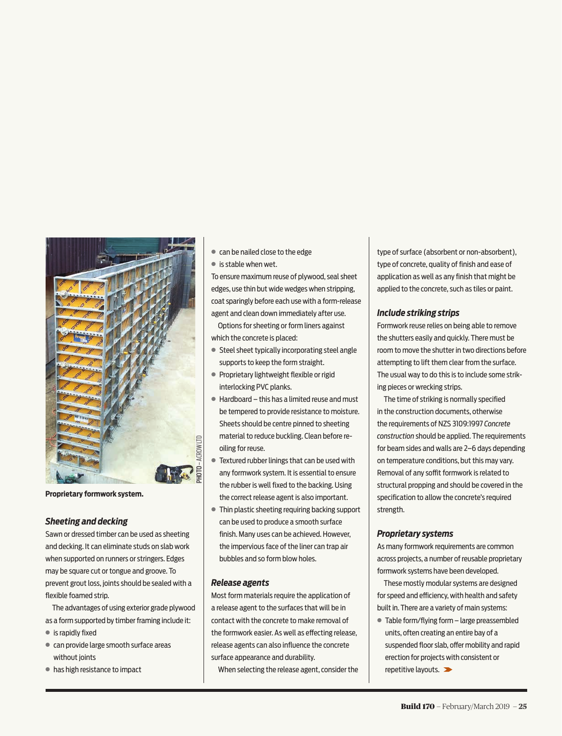Proprietary formwork system.

### *Sheeting and decking*

Sawn or dressed timber can be used as sheeting and decking. It can eliminate studs on slab work when supported on runners or stringers. Edges may be square cut or tongue and groove. To prevent grout loss, joints should be sealed with a flexible foamed strip.

The advantages of using exterior grade plywood as a form supported by timber framing include it:

- is rapidly fixed
- can provide large smooth surface areas without joints
- has high resistance to impact
- can be nailed close to the edge
- is stable when wet.

To ensure maximum reuse of plywood, seal sheet edges, use thin but wide wedges when stripping, coat sparingly before each use with a form-release agent and clean down immediately after use.

Options for sheeting or form liners against which the concrete is placed:

- Steel sheet typically incorporating steel angle supports to keep the form straight.
- Proprietary lightweight flexible or rigid interlocking PVC planks.
- Hardboard – this has a limited reuse and must be tempered to provide resistance to moisture. Sheets should be centre pinned to sheeting material to reduce buckling. Clean before re-oiling for reuse.
- Textured rubber linings that can be used with any formwork system. It is essential to ensure the rubber is well fixed to the backing. Using the correct release agent is also important.
- Thin plastic sheeting requiring backing support can be used to produce a smooth surface finish. Many uses can be achieved. However, the impervious face of the liner can trap air bubbles and so form blow holes.

### *Release agents*

Most form materials require the application of a release agent to the surfaces that will be in contact with the concrete to make removal of the formwork easier. As well as effecting release, release agents can also influence the concrete surface appearance and durability.

When selecting the release agent, consider the type of surface (absorbent or non-absorbent), type of concrete, quality of finish and ease of application as well as any finish that might be applied to the concrete, such as tiles or paint.

### *Include striking strips*

Formwork reuse relies on being able to remove the shutters easily and quickly. There must be room to move the shutter in two directions before attempting to lift them clear from the surface. The usual way to do this is to include some striking pieces or wrecking strips.

The time of striking is normally specified in the construction documents, otherwise the requirements of NZS 3109:1997 *Concrete construction* should be applied. The requirements for beam sides and walls are 2–6 days depending on temperature conditions, but this may vary. Removal of any soffit formwork is related to structural propping and should be covered in the specification to allow the concrete's required strength.

### *Proprietary systems*

As many formwork requirements are common across projects, a number of reusable proprietary formwork systems have been developed.

These mostly modular systems are designed for speed and efficiency, with health and safety built in. There are a variety of main systems:

- Table form/flying form – large preassembled units, often creating an entire bay of a suspended floor slab, offer mobility and rapid erection for projects with consistent or repetitive layouts.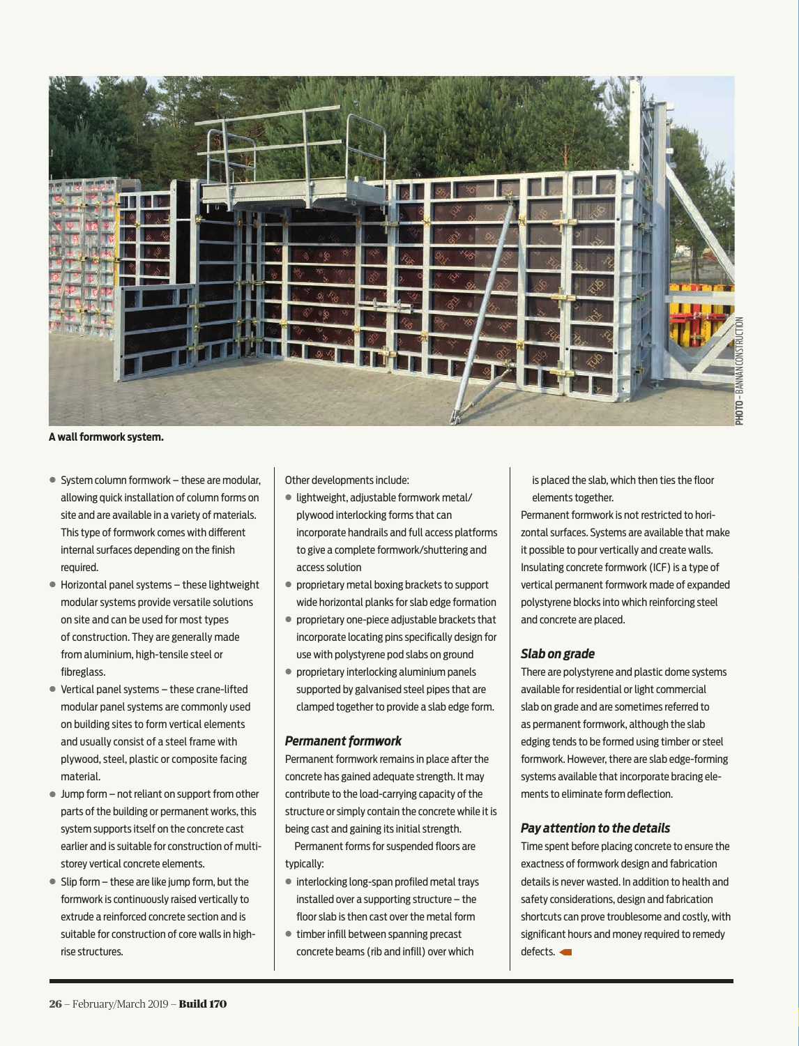A wall formwork system.

PHOTO – BANNAN CONSTRUCTION

- System column formwork – these are modular, allowing quick installation of column forms on site and are available in a variety of materials. This type of formwork comes with different internal surfaces depending on the finish required.
- Horizontal panel systems – these lightweight modular systems provide versatile solutions on site and can be used for most types of construction. They are generally made from aluminium, high-tensile steel or fibreglass.
- Vertical panel systems – these crane-lifted modular panel systems are commonly used on building sites to form vertical elements and usually consist of a steel frame with plywood, steel, plastic or composite facing material.
- Jump form – not reliant on support from other parts of the building or permanent works, this system supports itself on the concrete cast earlier and is suitable for construction of multi-storey vertical concrete elements.
- Slip form – these are like jump form, but the formwork is continuously raised vertically to extrude a reinforced concrete section and is suitable for construction of core walls in high-rise structures.

Other developments include:

- lightweight, adjustable formwork metal/plywood interlocking forms that can incorporate handrails and full access platforms to give a complete formwork/shuttering and access solution
- proprietary metal boxing brackets to support wide horizontal planks for slab edge formation
- proprietary one-piece adjustable brackets that incorporate locating pins specifically design for use with polystyrene pod slabs on ground
- proprietary interlocking aluminium panels supported by galvanised steel pipes that are clamped together to provide a slab edge form.

### *Permanent formwork*

Permanent formwork remains in place after the concrete has gained adequate strength. It may contribute to the load-carrying capacity of the structure or simply contain the concrete while it is being cast and gaining its initial strength.

Permanent forms for suspended floors are typically:

- interlocking long-span profiled metal trays installed over a supporting structure – the floor slab is then cast over the metal form
- timber infill between spanning precast concrete beams (rib and infill) over which is placed the slab, which then ties the floor elements together.

Permanent formwork is not restricted to horizontal surfaces. Systems are available that make it possible to pour vertically and create walls. Insulating concrete formwork (ICF) is a type of vertical permanent formwork made of expanded polystyrene blocks into which reinforcing steel and concrete are placed.

### *Slab on grade*

There are polystyrene and plastic dome systems available for residential or light commercial slab on grade and are sometimes referred to as permanent formwork, although the slab edging tends to be formed using timber or steel formwork. However, there are slab edge-forming systems available that incorporate bracing elements to eliminate form deflection.

### *Pay attention to the details*

Time spent before placing concrete to ensure the exactness of formwork design and fabrication details is never wasted. In addition to health and safety considerations, design and fabrication shortcuts can prove troublesome and costly, with significant hours and money required to remedy defects.